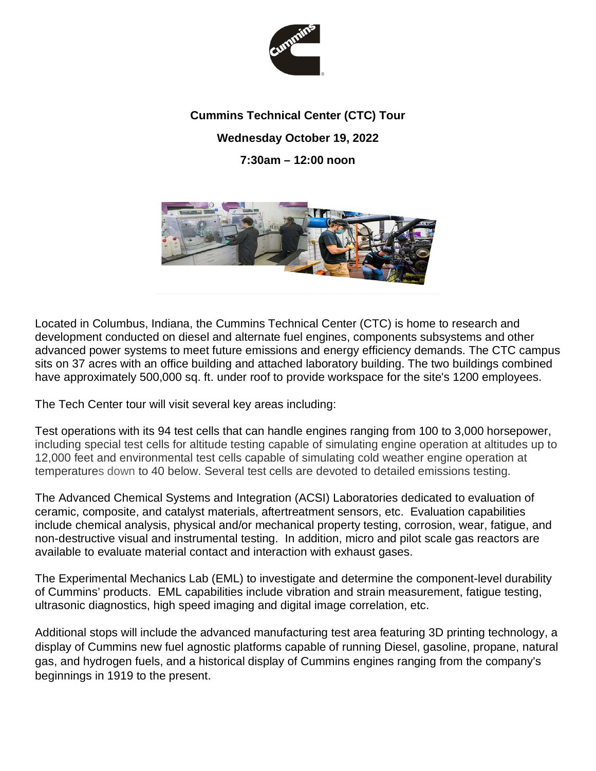**Cummins Technical Center (CTC) Tour**

**Wednesday October 19, 2022**

**7:30am – 12:00 noon**

Located in Columbus, Indiana, the Cummins Technical Center (CTC) is home to research and development conducted on diesel and alternate fuel engines, components subsystems and other advanced power systems to meet future emissions and energy efficiency demands. The CTC campus sits on 37 acres with an office building and attached laboratory building. The two buildings combined have approximately 500,000 sq. ft. under roof to provide workspace for the site's 1200 employees.

The Tech Center tour will visit several key areas including:

Test operations with its 94 test cells that can handle engines ranging from 100 to 3,000 horsepower, including special test cells for altitude testing capable of simulating engine operation at altitudes up to 12,000 feet and environmental test cells capable of simulating cold weather engine operation at temperatures down to 40 below. Several test cells are devoted to detailed emissions testing.

The Advanced Chemical Systems and Integration (ACSI) Laboratories dedicated to evaluation of ceramic, composite, and catalyst materials, aftertreatment sensors, etc. Evaluation capabilities include chemical analysis, physical and/or mechanical property testing, corrosion, wear, fatigue, and non-destructive visual and instrumental testing. In addition, micro and pilot scale gas reactors are available to evaluate material contact and interaction with exhaust gases.

The Experimental Mechanics Lab (EML) to investigate and determine the component-level durability of Cummins' products. EML capabilities include vibration and strain measurement, fatigue testing, ultrasonic diagnostics, high speed imaging and digital image correlation, etc.

Additional stops will include the advanced manufacturing test area featuring 3D printing technology, a display of Cummins new fuel agnostic platforms capable of running Diesel, gasoline, propane, natural gas, and hydrogen fuels, and a historical display of Cummins engines ranging from the company's beginnings in 1919 to the present.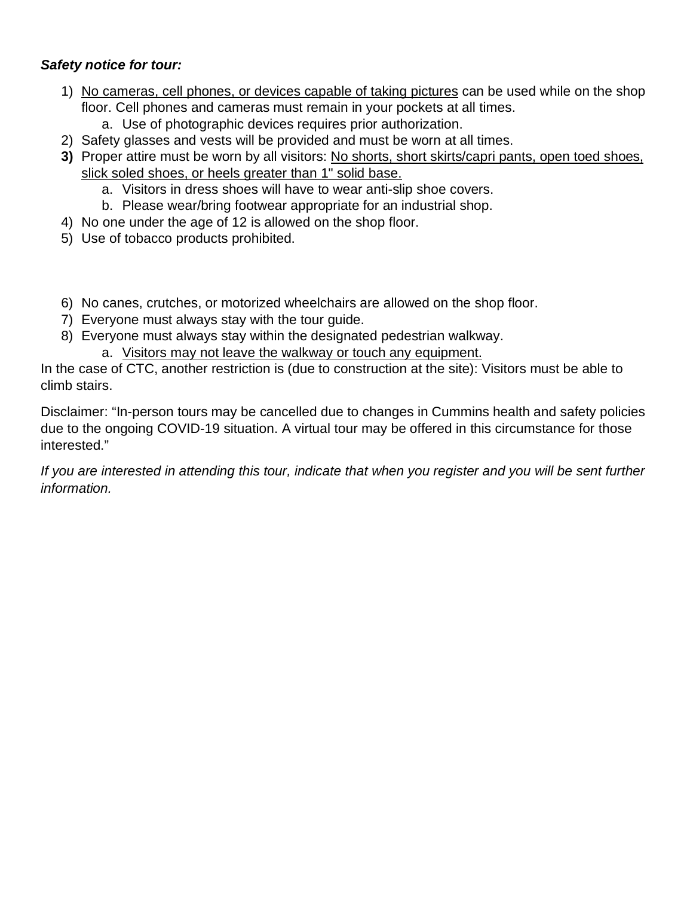***Safety notice for tour:***

1) No cameras, cell phones, or devices capable of taking pictures can be used while on the shop floor. Cell phones and cameras must remain in your pockets at all times.
   a. Use of photographic devices requires prior authorization.
2) Safety glasses and vests will be provided and must be worn at all times.
3) Proper attire must be worn by all visitors: No shorts, short skirts/capri pants, open toed shoes, slick soled shoes, or heels greater than 1" solid base.
   a. Visitors in dress shoes will have to wear anti-slip shoe covers.
   b. Please wear/bring footwear appropriate for an industrial shop.
4) No one under the age of 12 is allowed on the shop floor.
5) Use of tobacco products prohibited.
6) No canes, crutches, or motorized wheelchairs are allowed on the shop floor.
7) Everyone must always stay with the tour guide.
8) Everyone must always stay within the designated pedestrian walkway.
   a. Visitors may not leave the walkway or touch any equipment.

In the case of CTC, another restriction is (due to construction at the site): Visitors must be able to climb stairs.

Disclaimer: "In-person tours may be cancelled due to changes in Cummins health and safety policies due to the ongoing COVID-19 situation. A virtual tour may be offered in this circumstance for those interested."

*If you are interested in attending this tour, indicate that when you register and you will be sent further information.*